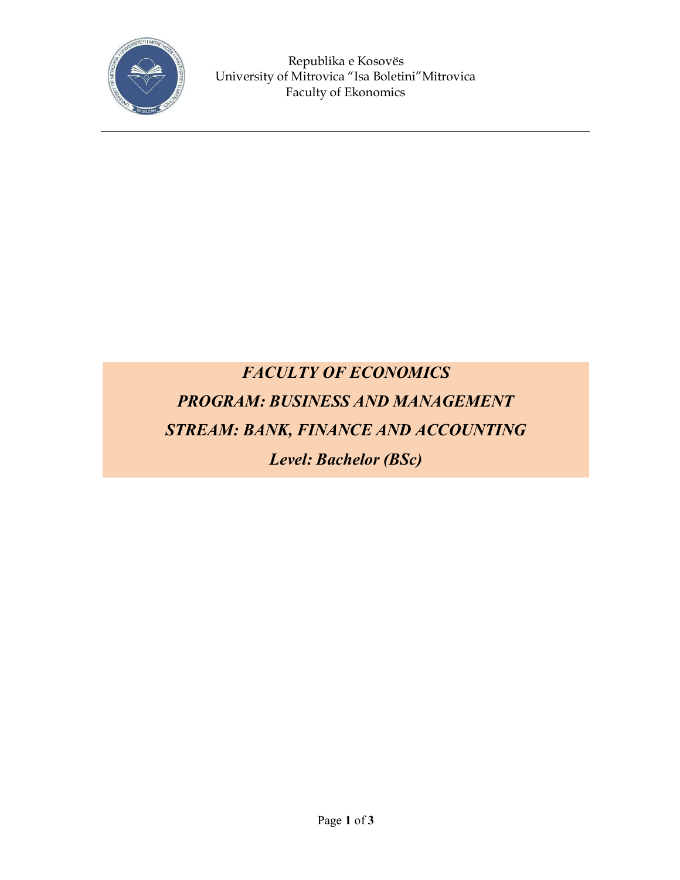Republika e Kosovës
University of Mitrovica "Isa Boletini"Mitrovica
Faculty of Ekonomics

---

***FACULTY OF ECONOMICS***

***PROGRAM: BUSINESS AND MANAGEMENT***

***STREAM: BANK, FINANCE AND ACCOUNTING***

***Level: Bachelor (BSc)***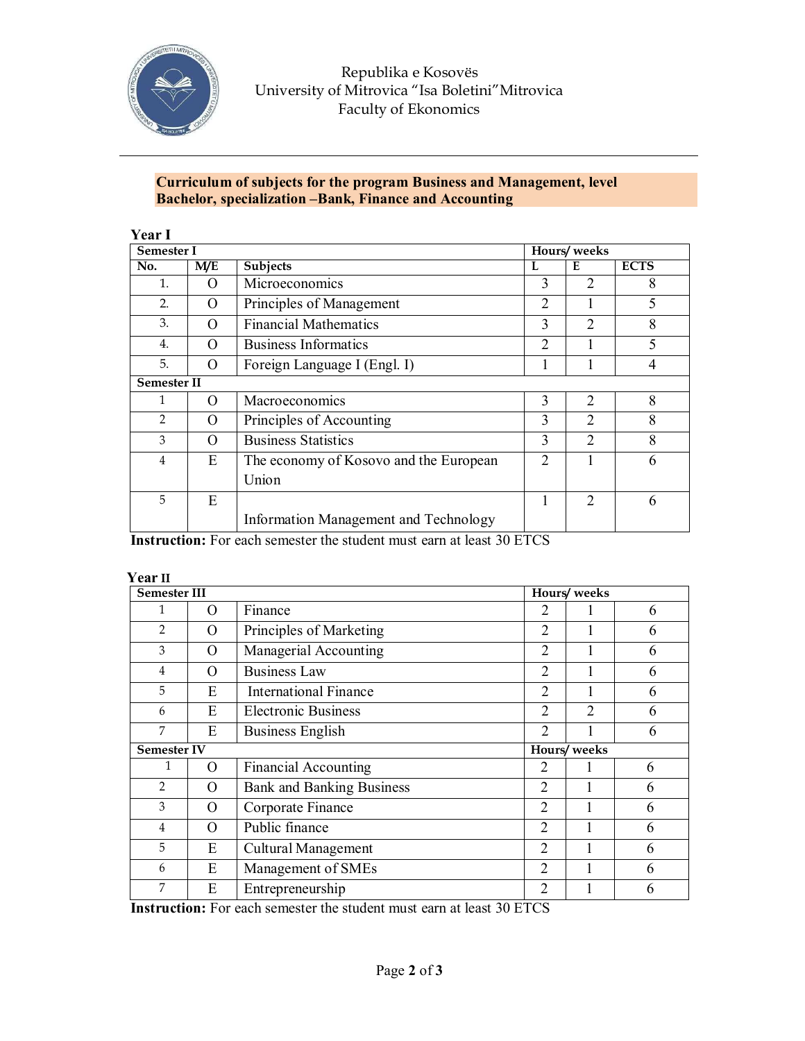Republika e Kosovës
University of Mitrovica "Isa Boletini" Mitrovica
Faculty of Ekonomics

**Curriculum of subjects for the program Business and Management, level Bachelor, specialization –Bank, Finance and Accounting**

**Year I**

| **Semester I** | | | **Hours/ weeks** | | |
|---|---|---|---|---|---|
| **No.** | **M/E** | **Subjects** | **L** | **E** | **ECTS** |
| 1. | O | Microeconomics | 3 | 2 | 8 |
| 2. | O | Principles of Management | 2 | 1 | 5 |
| 3. | O | Financial Mathematics | 3 | 2 | 8 |
| 4. | O | Business Informatics | 2 | 1 | 5 |
| 5. | O | Foreign Language I (Engl. I) | 1 | 1 | 4 |
| **Semester II** | | | | | |
| 1 | O | Macroeconomics | 3 | 2 | 8 |
| 2 | O | Principles of Accounting | 3 | 2 | 8 |
| 3 | O | Business Statistics | 3 | 2 | 8 |
| 4 | E | The economy of Kosovo and the European Union | 2 | 1 | 6 |
| 5 | E | Information Management and Technology | 1 | 2 | 6 |

**Instruction:** For each semester the student must earn at least 30 ETCS

**Year II**

| **Semester III** | | | **Hours/ weeks** | | |
|---|---|---|---|---|---|
| 1 | O | Finance | 2 | 1 | 6 |
| 2 | O | Principles of Marketing | 2 | 1 | 6 |
| 3 | O | Managerial Accounting | 2 | 1 | 6 |
| 4 | O | Business Law | 2 | 1 | 6 |
| 5 | E | International Finance | 2 | 1 | 6 |
| 6 | E | Electronic Business | 2 | 2 | 6 |
| 7 | E | Business English | 2 | 1 | 6 |
| **Semester IV** | | | **Hours/ weeks** | | |
| 1 | O | Financial Accounting | 2 | 1 | 6 |
| 2 | O | Bank and Banking Business | 2 | 1 | 6 |
| 3 | O | Corporate Finance | 2 | 1 | 6 |
| 4 | O | Public finance | 2 | 1 | 6 |
| 5 | E | Cultural Management | 2 | 1 | 6 |
| 6 | E | Management of SMEs | 2 | 1 | 6 |
| 7 | E | Entrepreneurship | 2 | 1 | 6 |

**Instruction:** For each semester the student must earn at least 30 ETCS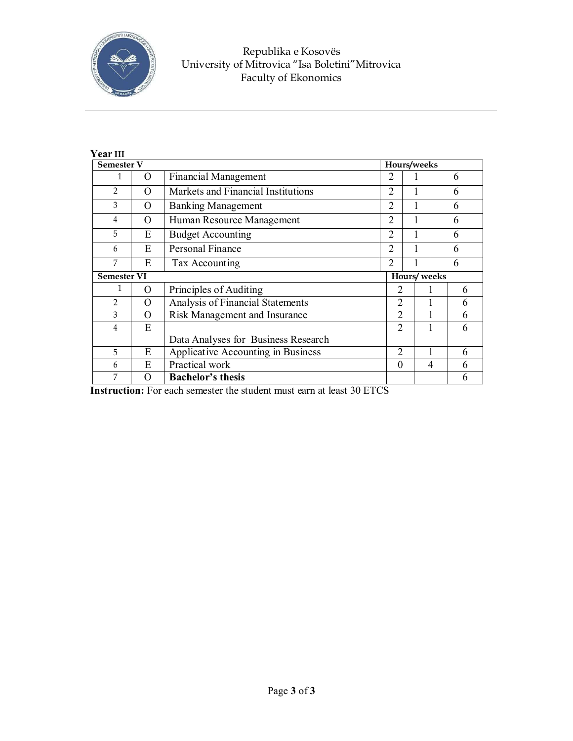Republika e Kosovës
University of Mitrovica "Isa Boletini" Mitrovica
Faculty of Ekonomics

**Year III**

| Semester V | | | Hours/weeks | | |
|---|---|---|---|---|---|
| 1 | O | Financial Management | 2 | 1 | 6 |
| 2 | O | Markets and Financial Institutions | 2 | 1 | 6 |
| 3 | O | Banking Management | 2 | 1 | 6 |
| 4 | O | Human Resource Management | 2 | 1 | 6 |
| 5 | E | Budget Accounting | 2 | 1 | 6 |
| 6 | E | Personal Finance | 2 | 1 | 6 |
| 7 | E | Tax Accounting | 2 | 1 | 6 |
| **Semester VI** | | | **Hours/ weeks** | | |
| 1 | O | Principles of Auditing | 2 | 1 | 6 |
| 2 | O | Analysis of Financial Statements | 2 | 1 | 6 |
| 3 | O | Risk Management and Insurance | 2 | 1 | 6 |
| 4 | E | Data Analyses for Business Research | 2 | 1 | 6 |
| 5 | E | Applicative Accounting in Business | 2 | 1 | 6 |
| 6 | E | Practical work | 0 | 4 | 6 |
| 7 | O | **Bachelor's thesis** | | | 6 |

**Instruction:** For each semester the student must earn at least 30 ETCS